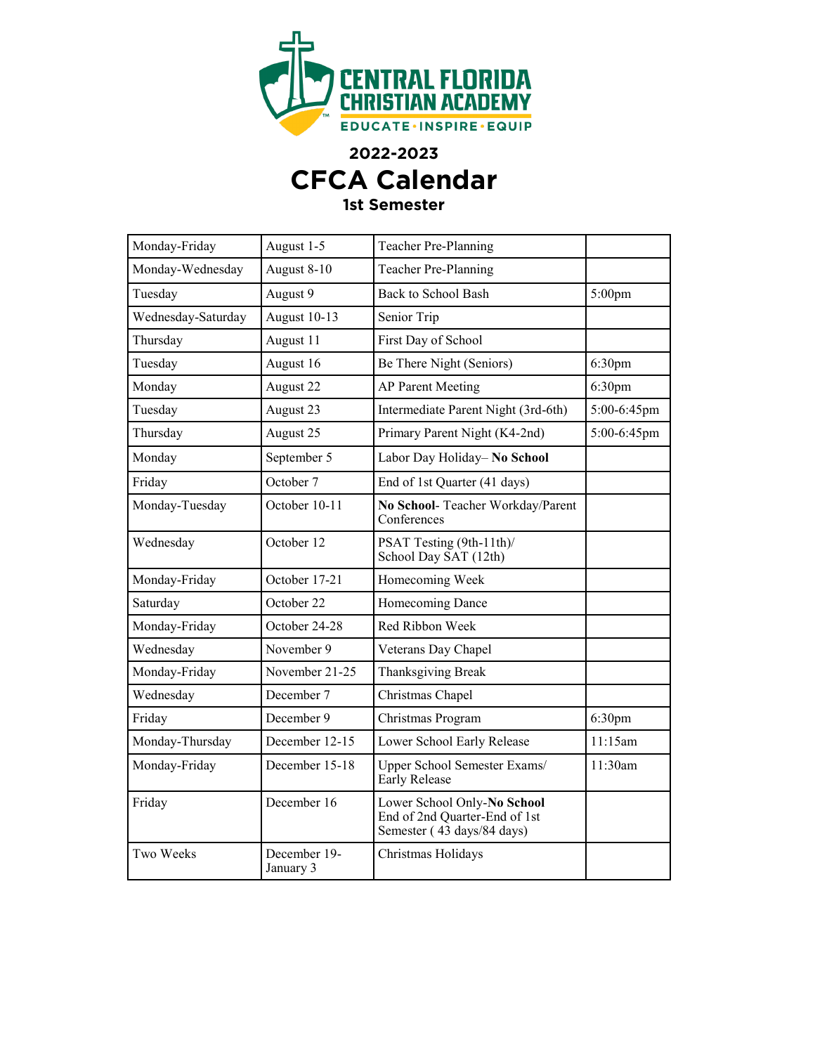CENTRAL FLORIDA CHRISTIAN ACADEMY

EDUCATE · INSPIRE · EQUIP

## 2022-2023

# CFCA Calendar

### 1st Semester

| Monday-Friday | August 1-5 | Teacher Pre-Planning | |
|---|---|---|---|
| Monday-Wednesday | August 8-10 | Teacher Pre-Planning | |
| Tuesday | August 9 | Back to School Bash | 5:00pm |
| Wednesday-Saturday | August 10-13 | Senior Trip | |
| Thursday | August 11 | First Day of School | |
| Tuesday | August 16 | Be There Night (Seniors) | 6:30pm |
| Monday | August 22 | AP Parent Meeting | 6:30pm |
| Tuesday | August 23 | Intermediate Parent Night (3rd-6th) | 5:00-6:45pm |
| Thursday | August 25 | Primary Parent Night (K4-2nd) | 5:00-6:45pm |
| Monday | September 5 | Labor Day Holiday– **No School** | |
| Friday | October 7 | End of 1st Quarter (41 days) | |
| Monday-Tuesday | October 10-11 | **No School**- Teacher Workday/Parent Conferences | |
| Wednesday | October 12 | PSAT Testing (9th-11th)/ School Day SAT (12th) | |
| Monday-Friday | October 17-21 | Homecoming Week | |
| Saturday | October 22 | Homecoming Dance | |
| Monday-Friday | October 24-28 | Red Ribbon Week | |
| Wednesday | November 9 | Veterans Day Chapel | |
| Monday-Friday | November 21-25 | Thanksgiving Break | |
| Wednesday | December 7 | Christmas Chapel | |
| Friday | December 9 | Christmas Program | 6:30pm |
| Monday-Thursday | December 12-15 | Lower School Early Release | 11:15am |
| Monday-Friday | December 15-18 | Upper School Semester Exams/ Early Release | 11:30am |
| Friday | December 16 | Lower School Only-**No School** End of 2nd Quarter-End of 1st Semester ( 43 days/84 days) | |
| Two Weeks | December 19-January 3 | Christmas Holidays | |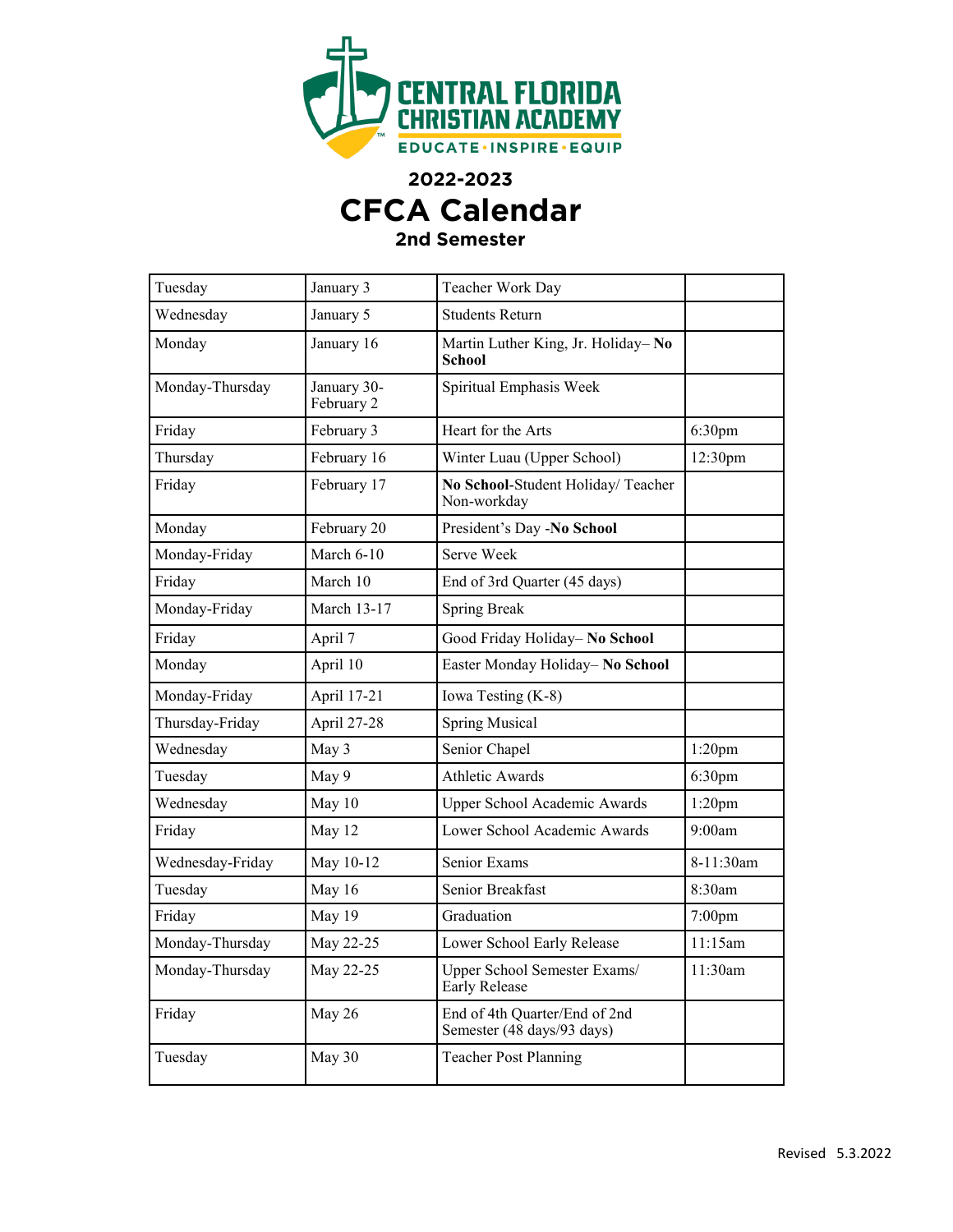CENTRAL FLORIDA CHRISTIAN ACADEMY

EDUCATE · INSPIRE · EQUIP

## 2022-2023

# CFCA Calendar

### 2nd Semester

| | | | |
|---|---|---|---|
| Tuesday | January 3 | Teacher Work Day | |
| Wednesday | January 5 | Students Return | |
| Monday | January 16 | Martin Luther King, Jr. Holiday– **No School** | |
| Monday-Thursday | January 30-February 2 | Spiritual Emphasis Week | |
| Friday | February 3 | Heart for the Arts | 6:30pm |
| Thursday | February 16 | Winter Luau (Upper School) | 12:30pm |
| Friday | February 17 | **No School**-Student Holiday/ Teacher Non-workday | |
| Monday | February 20 | President's Day -**No School** | |
| Monday-Friday | March 6-10 | Serve Week | |
| Friday | March 10 | End of 3rd Quarter (45 days) | |
| Monday-Friday | March 13-17 | Spring Break | |
| Friday | April 7 | Good Friday Holiday– **No School** | |
| Monday | April 10 | Easter Monday Holiday– **No School** | |
| Monday-Friday | April 17-21 | Iowa Testing (K-8) | |
| Thursday-Friday | April 27-28 | Spring Musical | |
| Wednesday | May 3 | Senior Chapel | 1:20pm |
| Tuesday | May 9 | Athletic Awards | 6:30pm |
| Wednesday | May 10 | Upper School Academic Awards | 1:20pm |
| Friday | May 12 | Lower School Academic Awards | 9:00am |
| Wednesday-Friday | May 10-12 | Senior Exams | 8-11:30am |
| Tuesday | May 16 | Senior Breakfast | 8:30am |
| Friday | May 19 | Graduation | 7:00pm |
| Monday-Thursday | May 22-25 | Lower School Early Release | 11:15am |
| Monday-Thursday | May 22-25 | Upper School Semester Exams/ Early Release | 11:30am |
| Friday | May 26 | End of 4th Quarter/End of 2nd Semester (48 days/93 days) | |
| Tuesday | May 30 | Teacher Post Planning | |

Revised 5.3.2022